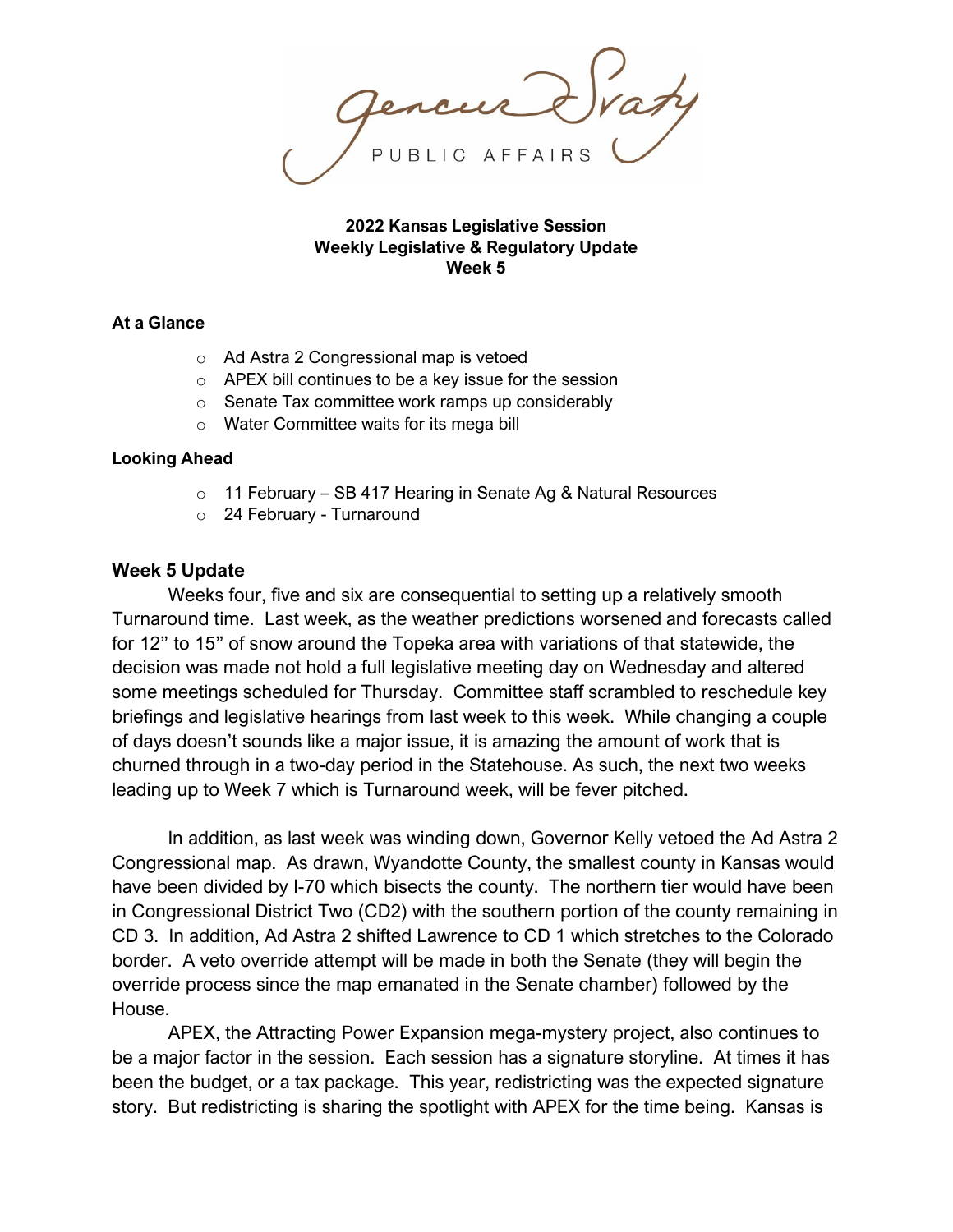Gencur Svaty
PUBLIC AFFAIRS

**2022 Kansas Legislative Session**
**Weekly Legislative & Regulatory Update**
**Week 5**

**At a Glance**

- Ad Astra 2 Congressional map is vetoed
- APEX bill continues to be a key issue for the session
- Senate Tax committee work ramps up considerably
- Water Committee waits for its mega bill

**Looking Ahead**

- 11 February – SB 417 Hearing in Senate Ag & Natural Resources
- 24 February - Turnaround

## Week 5 Update

Weeks four, five and six are consequential to setting up a relatively smooth Turnaround time. Last week, as the weather predictions worsened and forecasts called for 12" to 15" of snow around the Topeka area with variations of that statewide, the decision was made not hold a full legislative meeting day on Wednesday and altered some meetings scheduled for Thursday. Committee staff scrambled to reschedule key briefings and legislative hearings from last week to this week. While changing a couple of days doesn't sounds like a major issue, it is amazing the amount of work that is churned through in a two-day period in the Statehouse. As such, the next two weeks leading up to Week 7 which is Turnaround week, will be fever pitched.

In addition, as last week was winding down, Governor Kelly vetoed the Ad Astra 2 Congressional map. As drawn, Wyandotte County, the smallest county in Kansas would have been divided by I-70 which bisects the county. The northern tier would have been in Congressional District Two (CD2) with the southern portion of the county remaining in CD 3. In addition, Ad Astra 2 shifted Lawrence to CD 1 which stretches to the Colorado border. A veto override attempt will be made in both the Senate (they will begin the override process since the map emanated in the Senate chamber) followed by the House.

APEX, the Attracting Power Expansion mega-mystery project, also continues to be a major factor in the session. Each session has a signature storyline. At times it has been the budget, or a tax package. This year, redistricting was the expected signature story. But redistricting is sharing the spotlight with APEX for the time being. Kansas is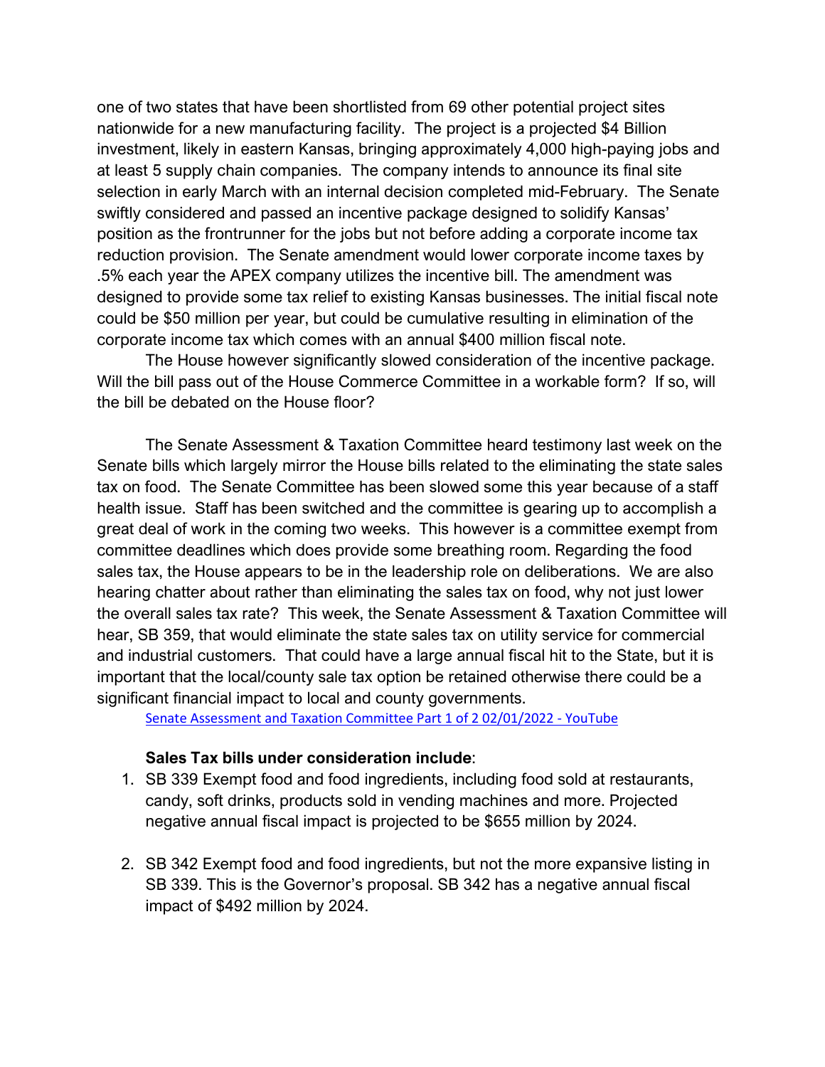one of two states that have been shortlisted from 69 other potential project sites nationwide for a new manufacturing facility. The project is a projected $4 Billion investment, likely in eastern Kansas, bringing approximately 4,000 high-paying jobs and at least 5 supply chain companies. The company intends to announce its final site selection in early March with an internal decision completed mid-February. The Senate swiftly considered and passed an incentive package designed to solidify Kansas' position as the frontrunner for the jobs but not before adding a corporate income tax reduction provision. The Senate amendment would lower corporate income taxes by .5% each year the APEX company utilizes the incentive bill. The amendment was designed to provide some tax relief to existing Kansas businesses. The initial fiscal note could be $50 million per year, but could be cumulative resulting in elimination of the corporate income tax which comes with an annual $400 million fiscal note.

The House however significantly slowed consideration of the incentive package. Will the bill pass out of the House Commerce Committee in a workable form? If so, will the bill be debated on the House floor?

The Senate Assessment & Taxation Committee heard testimony last week on the Senate bills which largely mirror the House bills related to the eliminating the state sales tax on food. The Senate Committee has been slowed some this year because of a staff health issue. Staff has been switched and the committee is gearing up to accomplish a great deal of work in the coming two weeks. This however is a committee exempt from committee deadlines which does provide some breathing room. Regarding the food sales tax, the House appears to be in the leadership role on deliberations. We are also hearing chatter about rather than eliminating the sales tax on food, why not just lower the overall sales tax rate? This week, the Senate Assessment & Taxation Committee will hear, SB 359, that would eliminate the state sales tax on utility service for commercial and industrial customers. That could have a large annual fiscal hit to the State, but it is important that the local/county sale tax option be retained otherwise there could be a significant financial impact to local and county governments.

[Senate Assessment and Taxation Committee Part 1 of 2 02/01/2022 - YouTube]

**Sales Tax bills under consideration include**:

1. SB 339 Exempt food and food ingredients, including food sold at restaurants, candy, soft drinks, products sold in vending machines and more. Projected negative annual fiscal impact is projected to be $655 million by 2024.

2. SB 342 Exempt food and food ingredients, but not the more expansive listing in SB 339. This is the Governor's proposal. SB 342 has a negative annual fiscal impact of $492 million by 2024.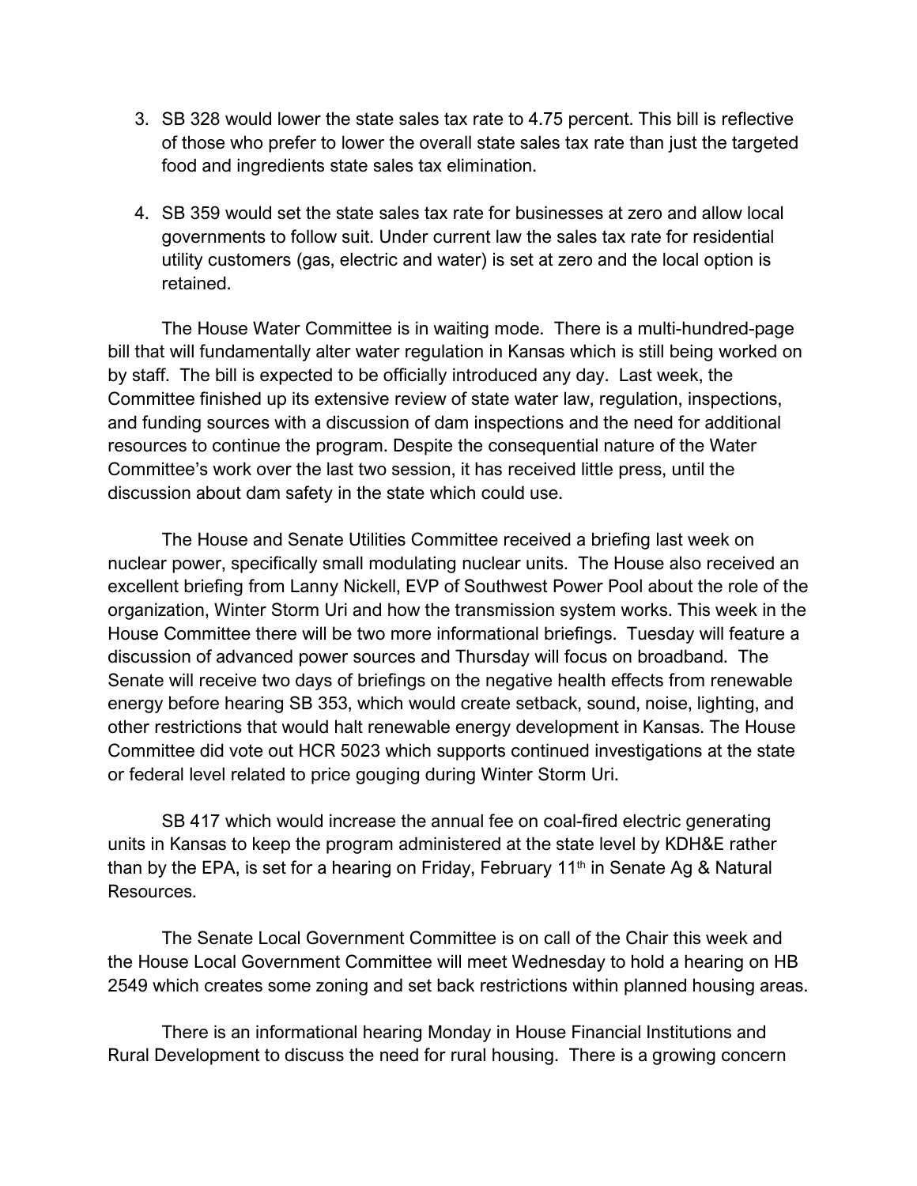3. SB 328 would lower the state sales tax rate to 4.75 percent. This bill is reflective of those who prefer to lower the overall state sales tax rate than just the targeted food and ingredients state sales tax elimination.

4. SB 359 would set the state sales tax rate for businesses at zero and allow local governments to follow suit. Under current law the sales tax rate for residential utility customers (gas, electric and water) is set at zero and the local option is retained.

The House Water Committee is in waiting mode. There is a multi-hundred-page bill that will fundamentally alter water regulation in Kansas which is still being worked on by staff. The bill is expected to be officially introduced any day. Last week, the Committee finished up its extensive review of state water law, regulation, inspections, and funding sources with a discussion of dam inspections and the need for additional resources to continue the program. Despite the consequential nature of the Water Committee's work over the last two session, it has received little press, until the discussion about dam safety in the state which could use.

The House and Senate Utilities Committee received a briefing last week on nuclear power, specifically small modulating nuclear units. The House also received an excellent briefing from Lanny Nickell, EVP of Southwest Power Pool about the role of the organization, Winter Storm Uri and how the transmission system works. This week in the House Committee there will be two more informational briefings. Tuesday will feature a discussion of advanced power sources and Thursday will focus on broadband. The Senate will receive two days of briefings on the negative health effects from renewable energy before hearing SB 353, which would create setback, sound, noise, lighting, and other restrictions that would halt renewable energy development in Kansas. The House Committee did vote out HCR 5023 which supports continued investigations at the state or federal level related to price gouging during Winter Storm Uri.

SB 417 which would increase the annual fee on coal-fired electric generating units in Kansas to keep the program administered at the state level by KDH&E rather than by the EPA, is set for a hearing on Friday, February 11th in Senate Ag & Natural Resources.

The Senate Local Government Committee is on call of the Chair this week and the House Local Government Committee will meet Wednesday to hold a hearing on HB 2549 which creates some zoning and set back restrictions within planned housing areas.

There is an informational hearing Monday in House Financial Institutions and Rural Development to discuss the need for rural housing. There is a growing concern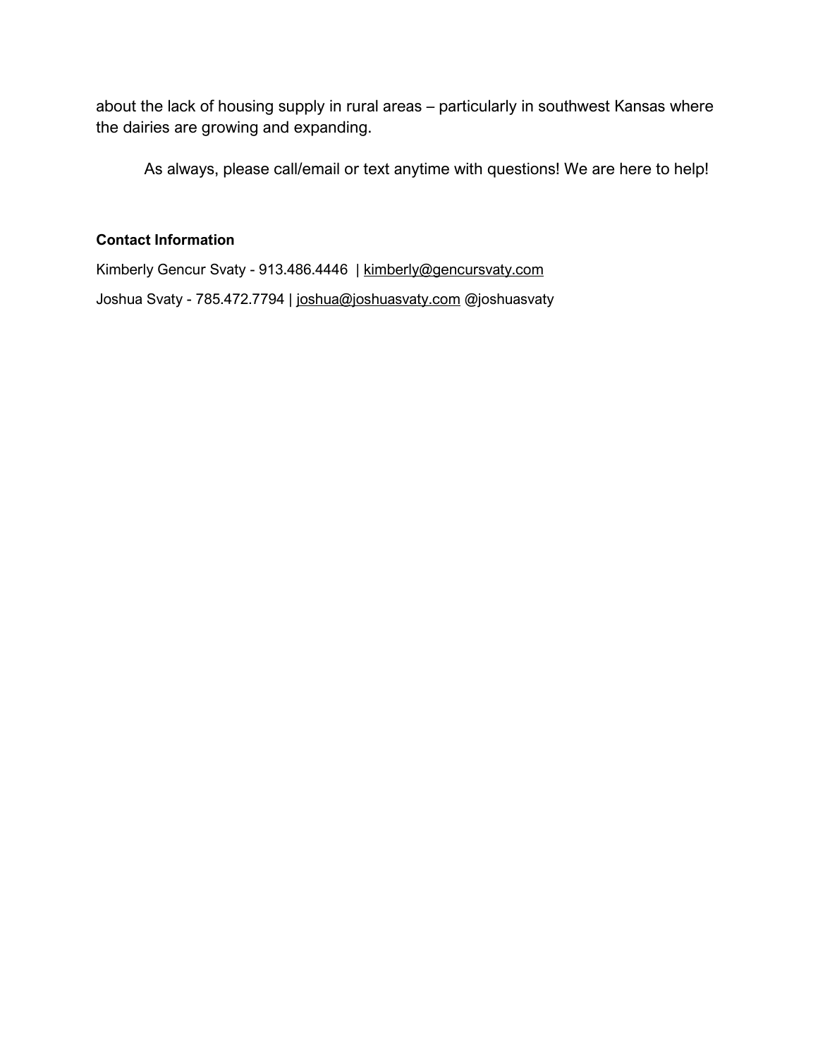about the lack of housing supply in rural areas – particularly in southwest Kansas where the dairies are growing and expanding.

As always, please call/email or text anytime with questions! We are here to help!

**Contact Information**

Kimberly Gencur Svaty - 913.486.4446 | kimberly@gencursvaty.com

Joshua Svaty - 785.472.7794 | joshua@joshuasvaty.com @joshuasvaty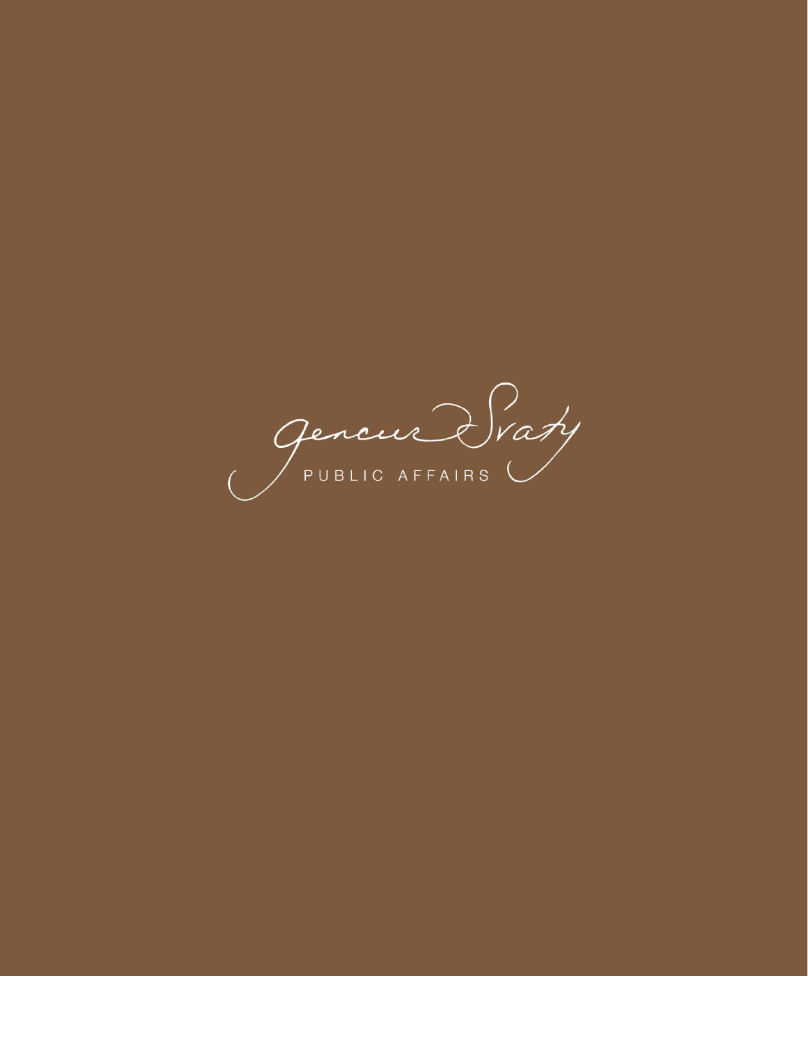Gencur Svaty

PUBLIC AFFAIRS